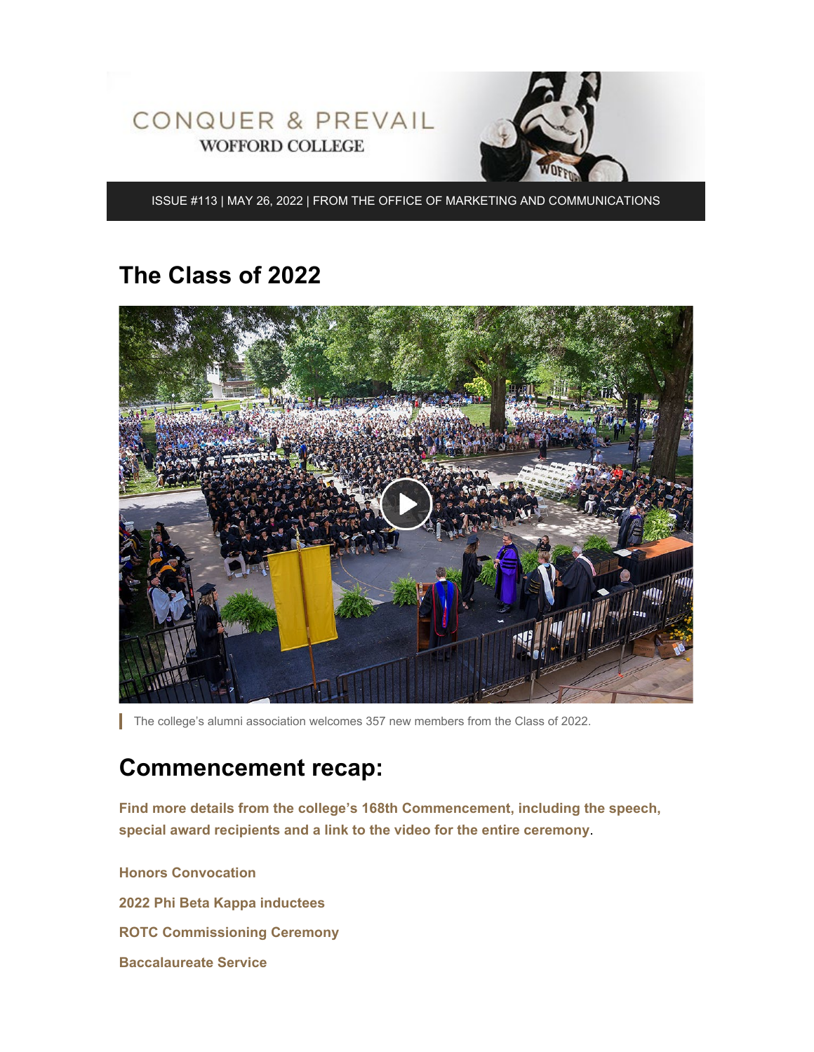CONQUER & PREVAIL

WOFFORD COLLEGE

ISSUE #113 | MAY 26, 2022 | FROM THE OFFICE OF MARKETING AND COMMUNICATIONS

# The Class of 2022

The college's alumni association welcomes 357 new members from the Class of 2022.

# Commencement recap:

**Find more details from the college's 168th Commencement, including the speech, special award recipients and a link to the video for the entire ceremony**.

**Honors Convocation**

**2022 Phi Beta Kappa inductees**

**ROTC Commissioning Ceremony**

**Baccalaureate Service**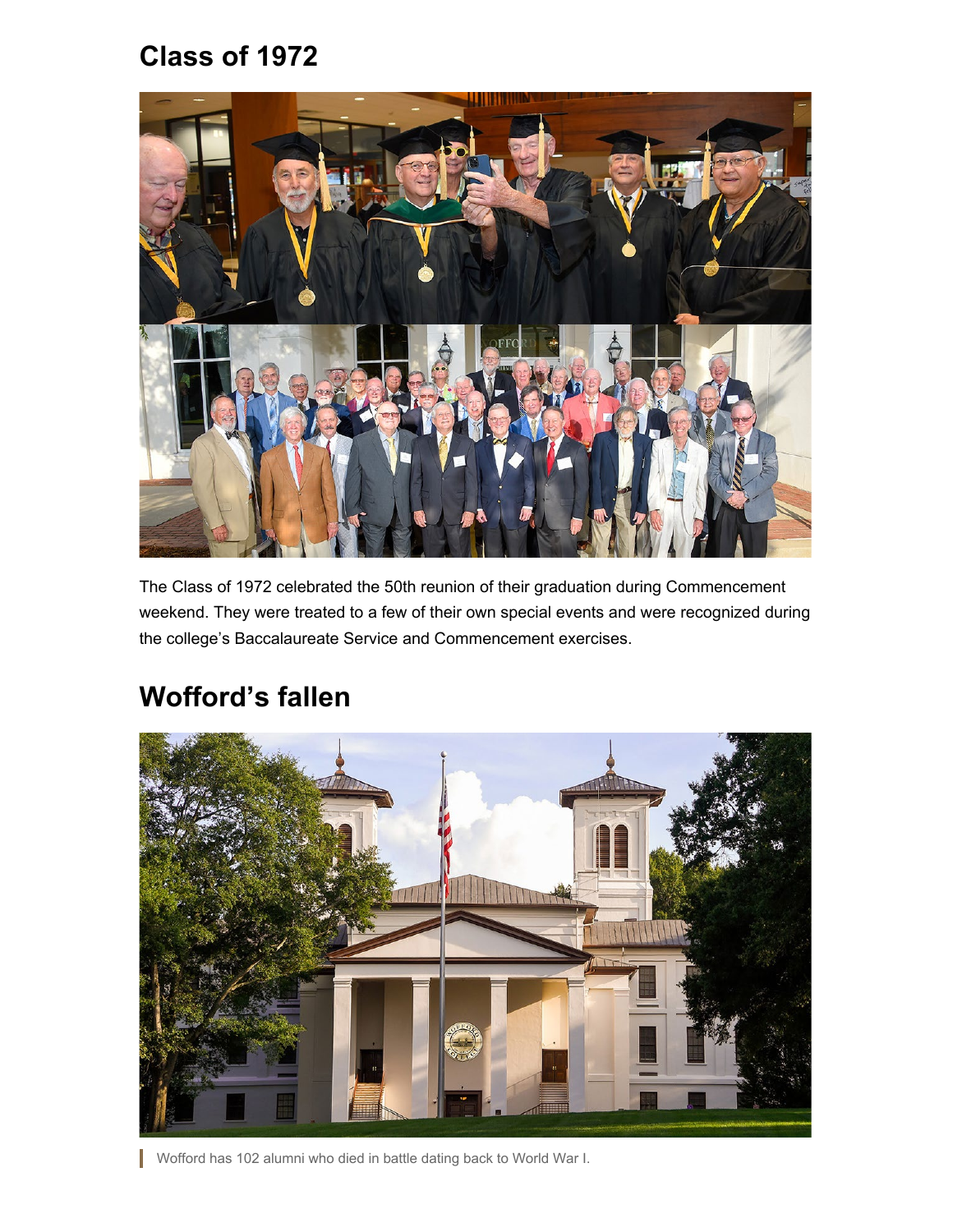## Class of 1972

The Class of 1972 celebrated the 50th reunion of their graduation during Commencement weekend. They were treated to a few of their own special events and were recognized during the college's Baccalaureate Service and Commencement exercises.

## Wofford's fallen

Wofford has 102 alumni who died in battle dating back to World War I.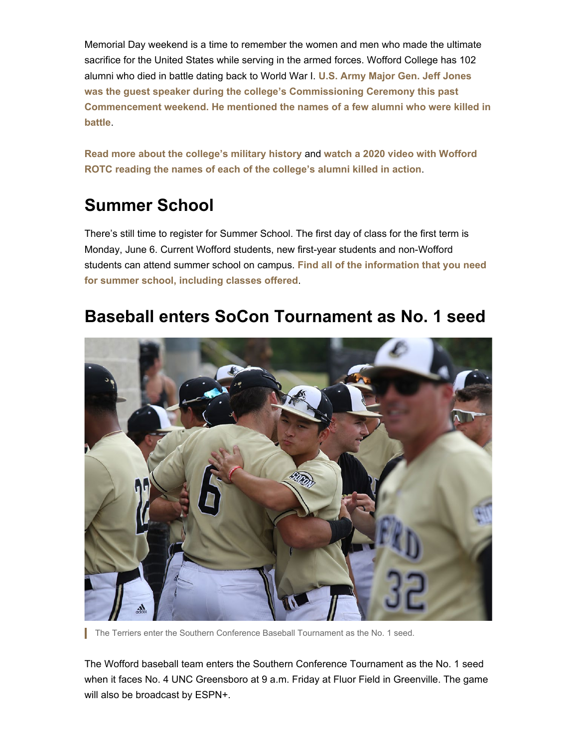Memorial Day weekend is a time to remember the women and men who made the ultimate sacrifice for the United States while serving in the armed forces. Wofford College has 102 alumni who died in battle dating back to World War I. **U.S. Army Major Gen. Jeff Jones was the guest speaker during the college's Commissioning Ceremony this past Commencement weekend. He mentioned the names of a few alumni who were killed in battle**.

**Read more about the college's military history** and **watch a 2020 video with Wofford ROTC reading the names of each of the college's alumni killed in action**.

## Summer School

There's still time to register for Summer School. The first day of class for the first term is Monday, June 6. Current Wofford students, new first-year students and non-Wofford students can attend summer school on campus. **Find all of the information that you need for summer school, including classes offered**.

## Baseball enters SoCon Tournament as No. 1 seed

The Terriers enter the Southern Conference Baseball Tournament as the No. 1 seed.

The Wofford baseball team enters the Southern Conference Tournament as the No. 1 seed when it faces No. 4 UNC Greensboro at 9 a.m. Friday at Fluor Field in Greenville. The game will also be broadcast by ESPN+.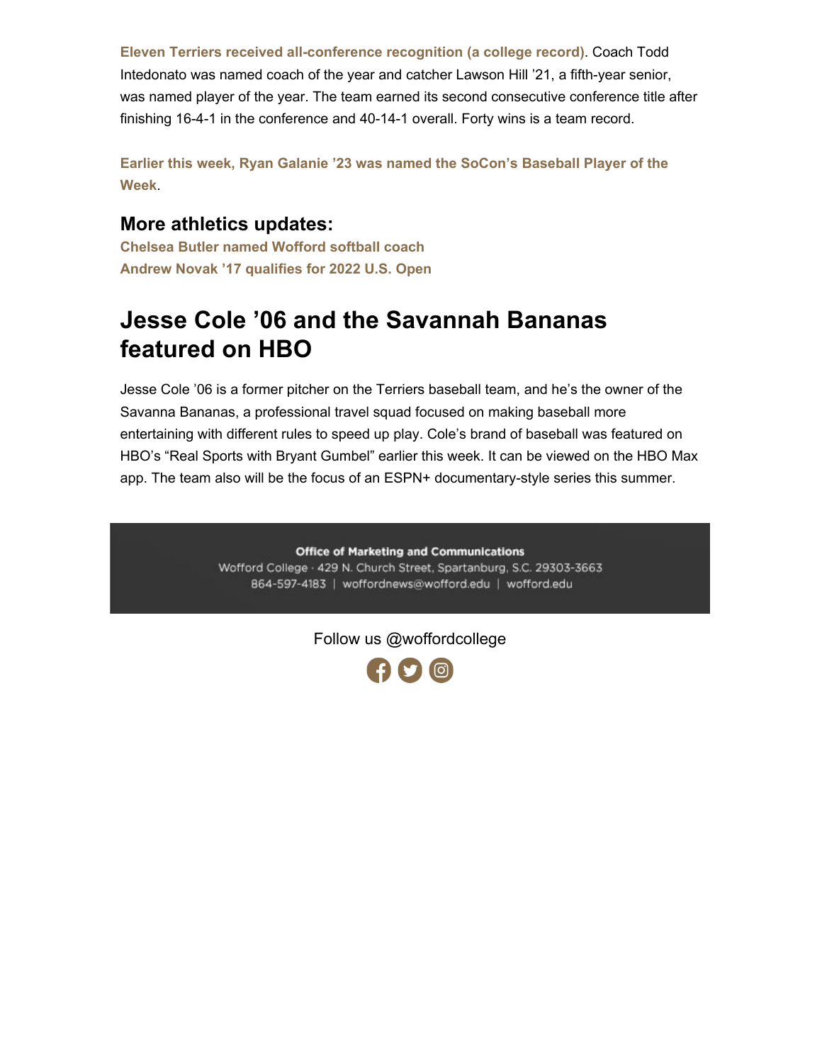**Eleven Terriers received all-conference recognition (a college record)**. Coach Todd Intedonato was named coach of the year and catcher Lawson Hill ’21, a fifth-year senior, was named player of the year. The team earned its second consecutive conference title after finishing 16-4-1 in the conference and 40-14-1 overall. Forty wins is a team record.

**Earlier this week, Ryan Galanie ’23 was named the SoCon’s Baseball Player of the Week**.

### More athletics updates:

**Chelsea Butler named Wofford softball coach**
**Andrew Novak ’17 qualifies for 2022 U.S. Open**

## Jesse Cole ’06 and the Savannah Bananas featured on HBO

Jesse Cole ’06 is a former pitcher on the Terriers baseball team, and he’s the owner of the Savanna Bananas, a professional travel squad focused on making baseball more entertaining with different rules to speed up play. Cole’s brand of baseball was featured on HBO’s “Real Sports with Bryant Gumbel” earlier this week. It can be viewed on the HBO Max app. The team also will be the focus of an ESPN+ documentary-style series this summer.

**Office of Marketing and Communications**
Wofford College · 429 N. Church Street, Spartanburg, S.C. 29303-3663
864-597-4183 | woffordnews@wofford.edu | wofford.edu

Follow us @woffordcollege